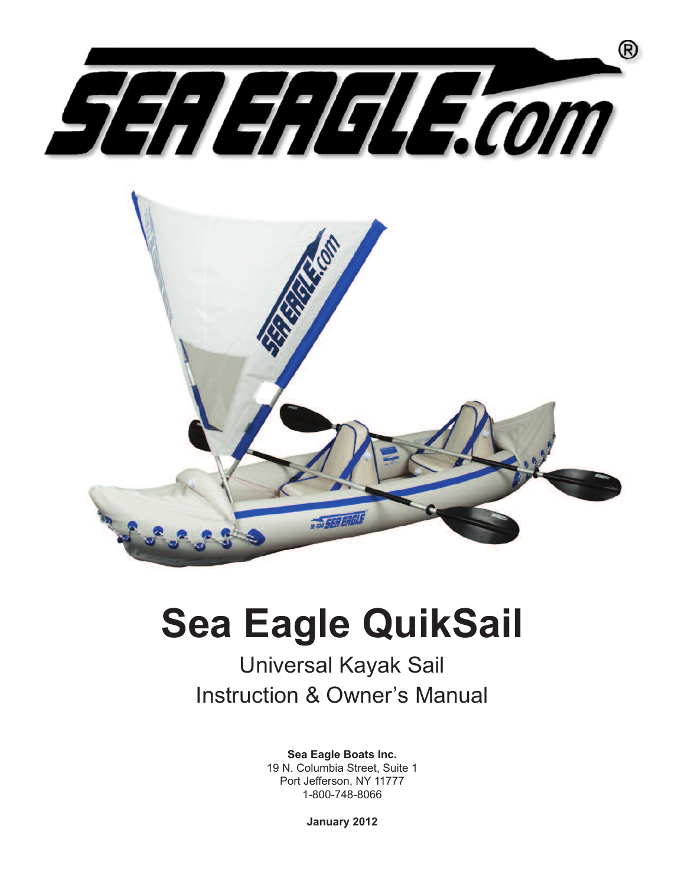SEA EAGLE.com®

# Sea Eagle QuikSail

## Universal Kayak Sail
## Instruction & Owner's Manual

**Sea Eagle Boats Inc.**
19 N. Columbia Street, Suite 1
Port Jefferson, NY 11777
1-800-748-8066

**January 2012**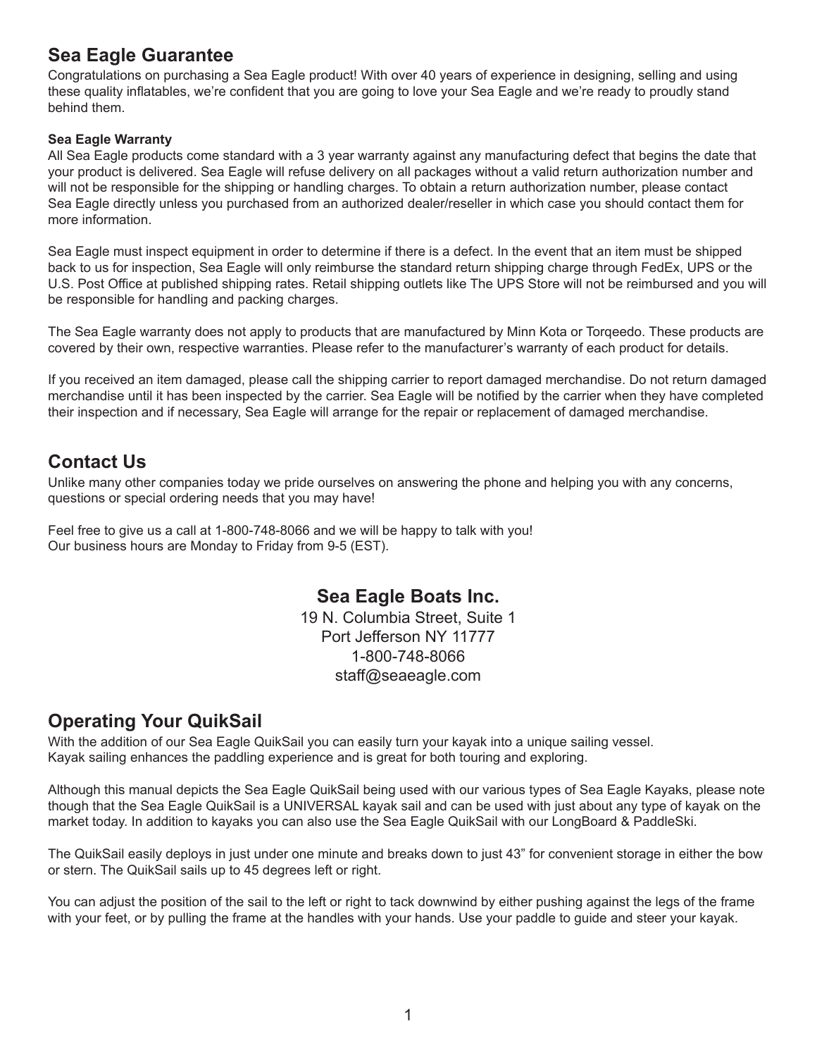## Sea Eagle Guarantee

Congratulations on purchasing a Sea Eagle product! With over 40 years of experience in designing, selling and using these quality inflatables, we're confident that you are going to love your Sea Eagle and we're ready to proudly stand behind them.

### Sea Eagle Warranty

All Sea Eagle products come standard with a 3 year warranty against any manufacturing defect that begins the date that your product is delivered. Sea Eagle will refuse delivery on all packages without a valid return authorization number and will not be responsible for the shipping or handling charges. To obtain a return authorization number, please contact Sea Eagle directly unless you purchased from an authorized dealer/reseller in which case you should contact them for more information.

Sea Eagle must inspect equipment in order to determine if there is a defect. In the event that an item must be shipped back to us for inspection, Sea Eagle will only reimburse the standard return shipping charge through FedEx, UPS or the U.S. Post Office at published shipping rates. Retail shipping outlets like The UPS Store will not be reimbursed and you will be responsible for handling and packing charges.

The Sea Eagle warranty does not apply to products that are manufactured by Minn Kota or Torqeedo. These products are covered by their own, respective warranties. Please refer to the manufacturer's warranty of each product for details.

If you received an item damaged, please call the shipping carrier to report damaged merchandise. Do not return damaged merchandise until it has been inspected by the carrier. Sea Eagle will be notified by the carrier when they have completed their inspection and if necessary, Sea Eagle will arrange for the repair or replacement of damaged merchandise.

## Contact Us

Unlike many other companies today we pride ourselves on answering the phone and helping you with any concerns, questions or special ordering needs that you may have!

Feel free to give us a call at 1-800-748-8066 and we will be happy to talk with you!
Our business hours are Monday to Friday from 9-5 (EST).

**Sea Eagle Boats Inc.**
19 N. Columbia Street, Suite 1
Port Jefferson NY 11777
1-800-748-8066
staff@seaeagle.com

## Operating Your QuikSail

With the addition of our Sea Eagle QuikSail you can easily turn your kayak into a unique sailing vessel.
Kayak sailing enhances the paddling experience and is great for both touring and exploring.

Although this manual depicts the Sea Eagle QuikSail being used with our various types of Sea Eagle Kayaks, please note though that the Sea Eagle QuikSail is a UNIVERSAL kayak sail and can be used with just about any type of kayak on the market today. In addition to kayaks you can also use the Sea Eagle QuikSail with our LongBoard & PaddleSki.

The QuikSail easily deploys in just under one minute and breaks down to just 43" for convenient storage in either the bow or stern. The QuikSail sails up to 45 degrees left or right.

You can adjust the position of the sail to the left or right to tack downwind by either pushing against the legs of the frame with your feet, or by pulling the frame at the handles with your hands. Use your paddle to guide and steer your kayak.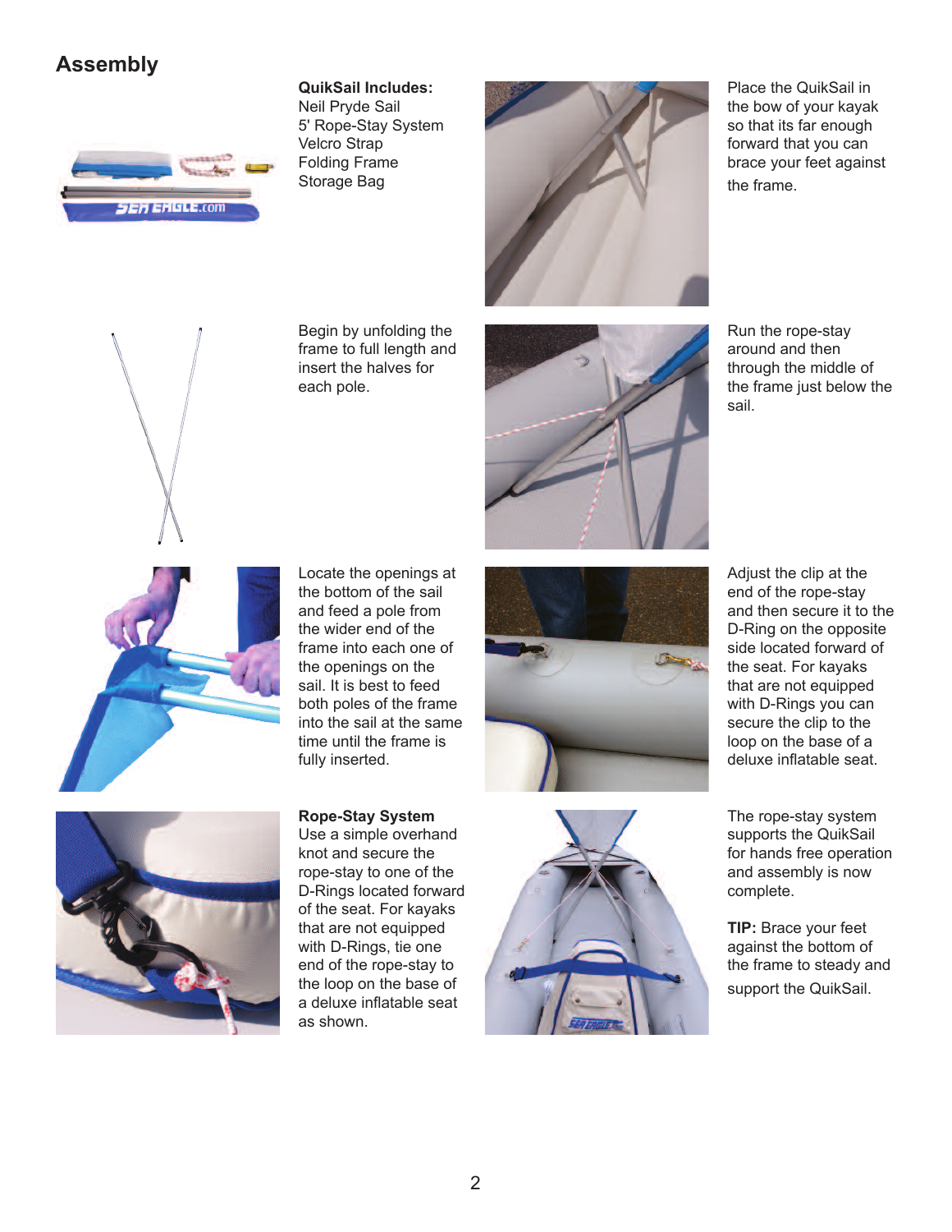## Assembly

**QuikSail Includes:**
Neil Pryde Sail
5' Rope-Stay System
Velcro Strap
Folding Frame
Storage Bag

Place the QuikSail in the bow of your kayak so that its far enough forward that you can brace your feet against the frame.

Begin by unfolding the frame to full length and insert the halves for each pole.

Run the rope-stay around and then through the middle of the frame just below the sail.

Locate the openings at the bottom of the sail and feed a pole from the wider end of the frame into each one of the openings on the sail. It is best to feed both poles of the frame into the sail at the same time until the frame is fully inserted.

Adjust the clip at the end of the rope-stay and then secure it to the D-Ring on the opposite side located forward of the seat. For kayaks that are not equipped with D-Rings you can secure the clip to the loop on the base of a deluxe inflatable seat.

**Rope-Stay System**
Use a simple overhand knot and secure the rope-stay to one of the D-Rings located forward of the seat. For kayaks that are not equipped with D-Rings, tie one end of the rope-stay to the loop on the base of a deluxe inflatable seat as shown.

The rope-stay system supports the QuikSail for hands free operation and assembly is now complete.

**TIP:** Brace your feet against the bottom of the frame to steady and support the QuikSail.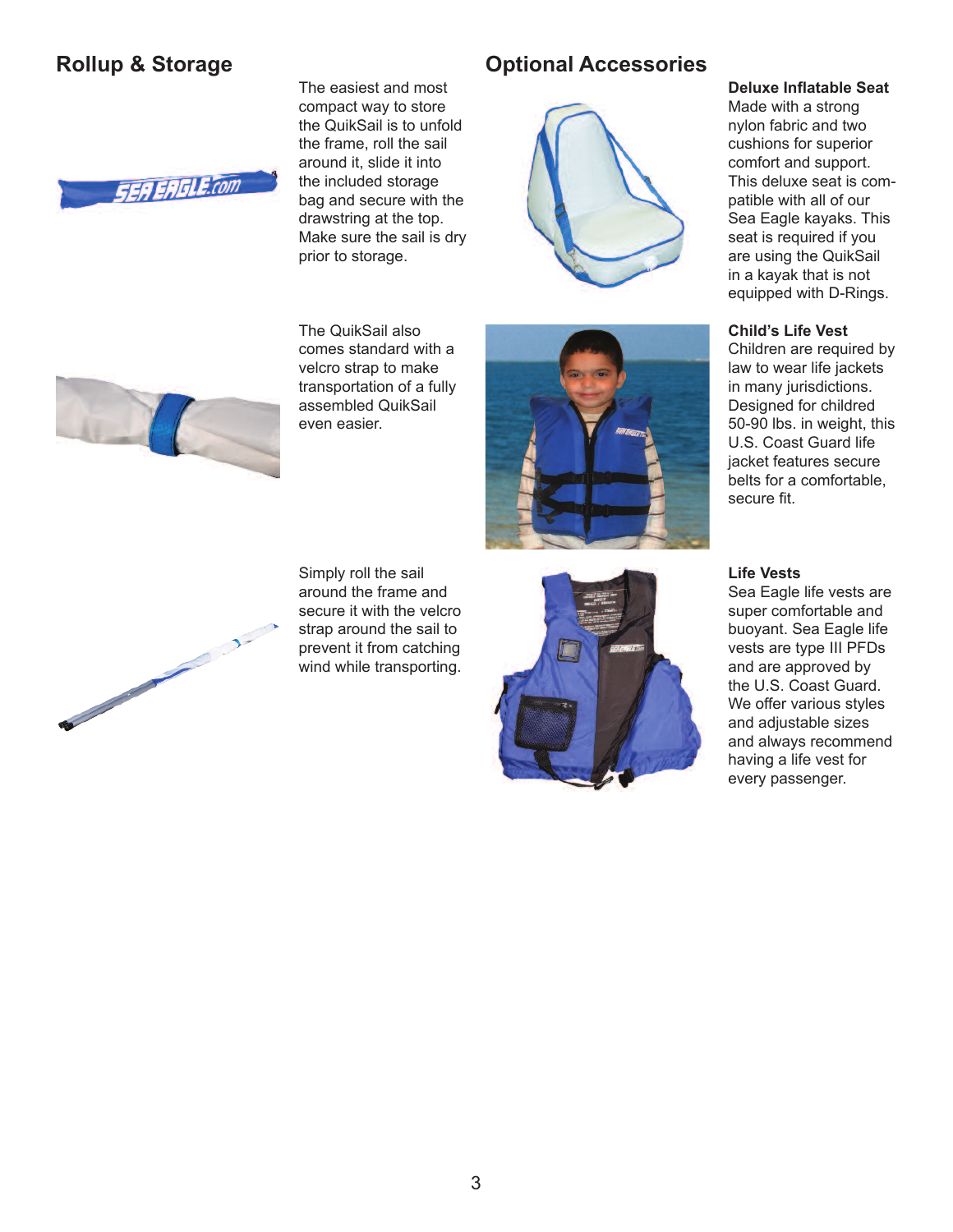## Rollup & Storage

The easiest and most compact way to store the QuikSail is to unfold the frame, roll the sail around it, slide it into the included storage bag and secure with the drawstring at the top. Make sure the sail is dry prior to storage.

The QuikSail also comes standard with a velcro strap to make transportation of a fully assembled QuikSail even easier.

Simply roll the sail around the frame and secure it with the velcro strap around the sail to prevent it from catching wind while transporting.

## Optional Accessories

**Deluxe Inflatable Seat**
Made with a strong nylon fabric and two cushions for superior comfort and support. This deluxe seat is compatible with all of our Sea Eagle kayaks. This seat is required if you are using the QuikSail in a kayak that is not equipped with D-Rings.

**Child's Life Vest**
Children are required by law to wear life jackets in many jurisdictions. Designed for childred 50-90 lbs. in weight, this U.S. Coast Guard life jacket features secure belts for a comfortable, secure fit.

**Life Vests**
Sea Eagle life vests are super comfortable and buoyant. Sea Eagle life vests are type III PFDs and are approved by the U.S. Coast Guard. We offer various styles and adjustable sizes and always recommend having a life vest for every passenger.